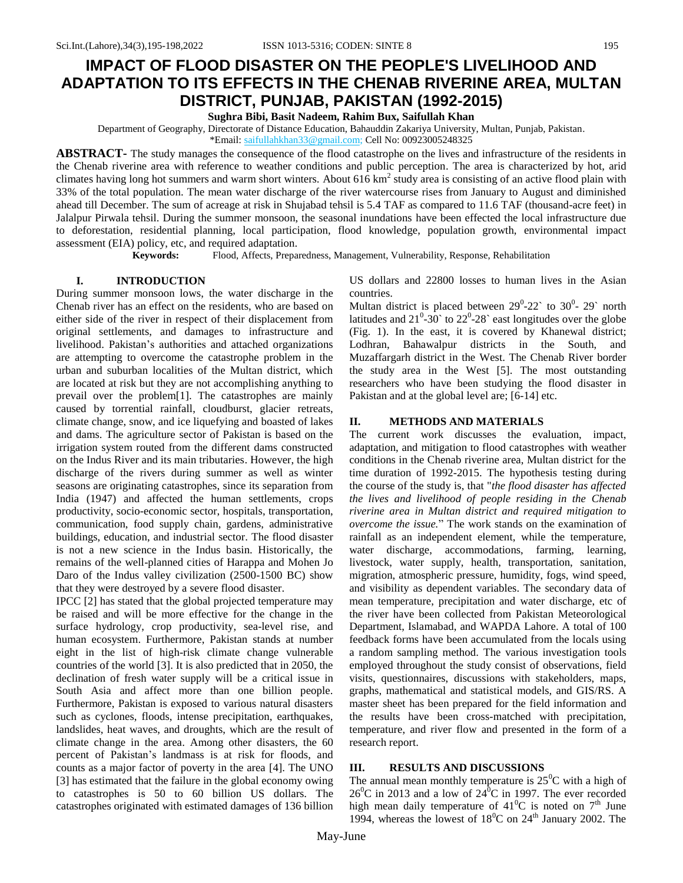# IMPACT OF FLOOD DISASTER ON THE PEOPLE'S LIVELIHOOD AND ADAPTATION TO ITS EFFECTS IN THE CHENAB RIVERINE AREA, MULTAN DISTRICT, PUNJAB, PAKISTAN (1992-2015)

**Sughra Bibi, Basit Nadeem, Rahim Bux, Saifullah Khan**

Department of Geography, Directorate of Distance Education, Bahauddin Zakariya University, Multan, Punjab, Pakistan.

\*Email: saifullahkhan33@gmail.com; Cell No: 00923005248325

**ABSTRACT-** The study manages the consequence of the flood catastrophe on the lives and infrastructure of the residents in the Chenab riverine area with reference to weather conditions and public perception. The area is characterized by hot, arid climates having long hot summers and warm short winters. About 616 km$^2$ study area is consisting of an active flood plain with 33% of the total population. The mean water discharge of the river watercourse rises from January to August and diminished ahead till December. The sum of acreage at risk in Shujabad tehsil is 5.4 TAF as compared to 11.6 TAF (thousand-acre feet) in Jalalpur Pirwala tehsil. During the summer monsoon, the seasonal inundations have been effected the local infrastructure due to deforestation, residential planning, local participation, flood knowledge, population growth, environmental impact assessment (EIA) policy, etc, and required adaptation.

**Keywords:** Flood, Affects, Preparedness, Management, Vulnerability, Response, Rehabilitation

## I. INTRODUCTION

During summer monsoon lows, the water discharge in the Chenab river has an effect on the residents, who are based on either side of the river in respect of their displacement from original settlements, and damages to infrastructure and livelihood. Pakistan's authorities and attached organizations are attempting to overcome the catastrophe problem in the urban and suburban localities of the Multan district, which are located at risk but they are not accomplishing anything to prevail over the problem[1]. The catastrophes are mainly caused by torrential rainfall, cloudburst, glacier retreats, climate change, snow, and ice liquefying and boasted of lakes and dams. The agriculture sector of Pakistan is based on the irrigation system routed from the different dams constructed on the Indus River and its main tributaries. However, the high discharge of the rivers during summer as well as winter seasons are originating catastrophes, since its separation from India (1947) and affected the human settlements, crops productivity, socio-economic sector, hospitals, transportation, communication, food supply chain, gardens, administrative buildings, education, and industrial sector. The flood disaster is not a new science in the Indus basin. Historically, the remains of the well-planned cities of Harappa and Mohen Jo Daro of the Indus valley civilization (2500-1500 BC) show that they were destroyed by a severe flood disaster.

IPCC [2] has stated that the global projected temperature may be raised and will be more effective for the change in the surface hydrology, crop productivity, sea-level rise, and human ecosystem. Furthermore, Pakistan stands at number eight in the list of high-risk climate change vulnerable countries of the world [3]. It is also predicted that in 2050, the declination of fresh water supply will be a critical issue in South Asia and affect more than one billion people. Furthermore, Pakistan is exposed to various natural disasters such as cyclones, floods, intense precipitation, earthquakes, landslides, heat waves, and droughts, which are the result of climate change in the area. Among other disasters, the 60 percent of Pakistan's landmass is at risk for floods, and counts as a major factor of poverty in the area [4]. The UNO [3] has estimated that the failure in the global economy owing to catastrophes is 50 to 60 billion US dollars. The catastrophes originated with estimated damages of 136 billion US dollars and 22800 losses to human lives in the Asian countries.

Multan district is placed between $29^0$-22\` to $30^0$- 29\` north latitudes and $21^0$-30\` to $22^0$-28\` east longitudes over the globe (Fig. 1). In the east, it is covered by Khanewal district; Lodhran, Bahawalpur districts in the South, and Muzaffargarh district in the West. The Chenab River border the study area in the West [5]. The most outstanding researchers who have been studying the flood disaster in Pakistan and at the global level are; [6-14] etc.

## II. METHODS AND MATERIALS

The current work discusses the evaluation, impact, adaptation, and mitigation to flood catastrophes with weather conditions in the Chenab riverine area, Multan district for the time duration of 1992-2015. The hypothesis testing during the course of the study is, that "*the flood disaster has affected the lives and livelihood of people residing in the Chenab riverine area in Multan district and required mitigation to overcome the issue.*" The work stands on the examination of rainfall as an independent element, while the temperature, water discharge, accommodations, farming, learning, livestock, water supply, health, transportation, sanitation, migration, atmospheric pressure, humidity, fogs, wind speed, and visibility as dependent variables. The secondary data of mean temperature, precipitation and water discharge, etc of the river have been collected from Pakistan Meteorological Department, Islamabad, and WAPDA Lahore. A total of 100 feedback forms have been accumulated from the locals using a random sampling method. The various investigation tools employed throughout the study consist of observations, field visits, questionnaires, discussions with stakeholders, maps, graphs, mathematical and statistical models, and GIS/RS. A master sheet has been prepared for the field information and the results have been cross-matched with precipitation, temperature, and river flow and presented in the form of a research report.

## III. RESULTS AND DISCUSSIONS

The annual mean monthly temperature is $25^0$C with a high of $26^0$C in 2013 and a low of $24^0$C in 1997. The ever recorded high mean daily temperature of $41^0$C is noted on 7th June 1994, whereas the lowest of $18^0$C on 24th January 2002. The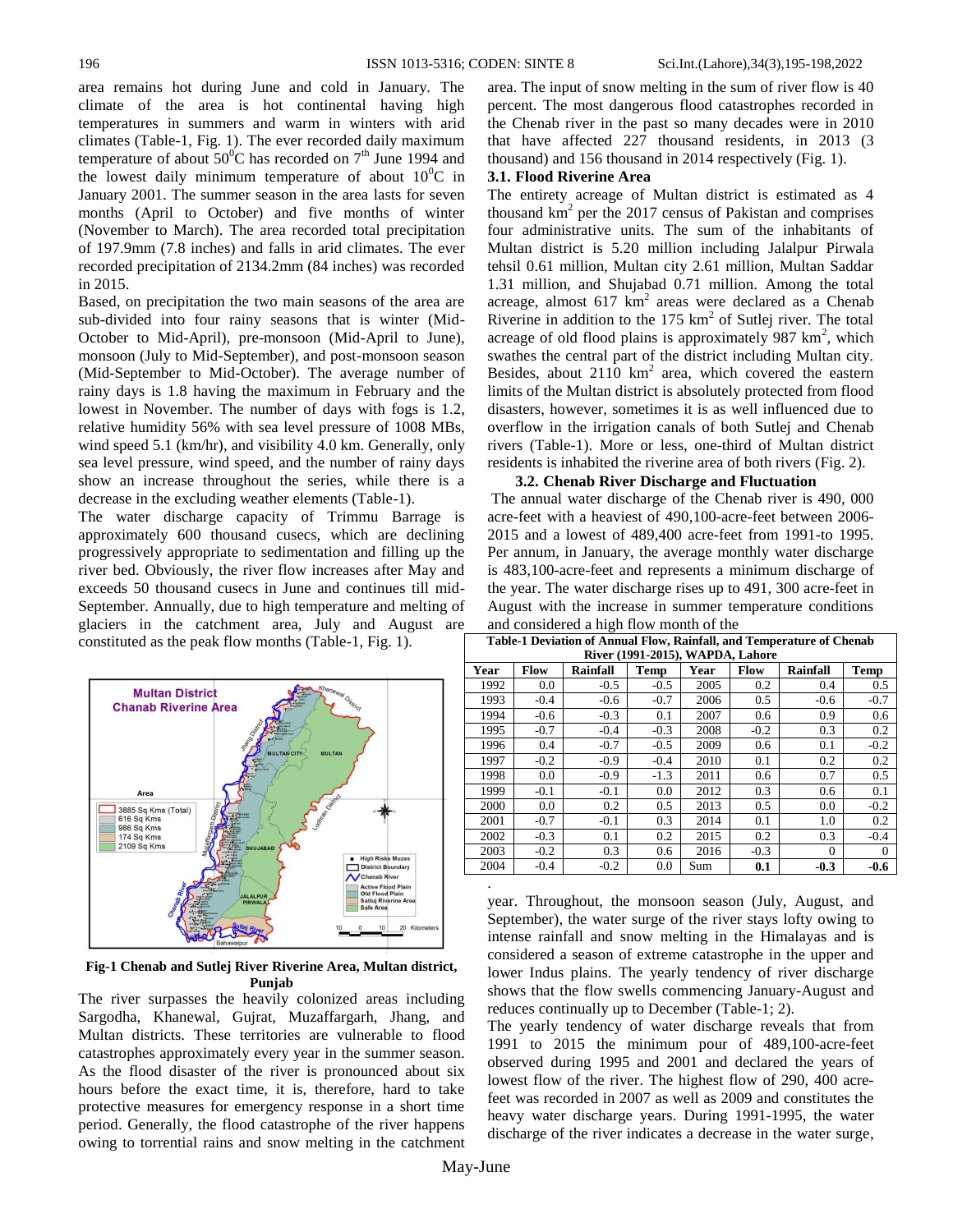area remains hot during June and cold in January. The climate of the area is hot continental having high temperatures in summers and warm in winters with arid climates (Table-1, Fig. 1). The ever recorded daily maximum temperature of about $50^0$C has recorded on 7th June 1994 and the lowest daily minimum temperature of about $10^0$C in January 2001. The summer season in the area lasts for seven months (April to October) and five months of winter (November to March). The area recorded total precipitation of 197.9mm (7.8 inches) and falls in arid climates. The ever recorded precipitation of 2134.2mm (84 inches) was recorded in 2015.

Based, on precipitation the two main seasons of the area are sub-divided into four rainy seasons that is winter (Mid-October to Mid-April), pre-monsoon (Mid-April to June), monsoon (July to Mid-September), and post-monsoon season (Mid-September to Mid-October). The average number of rainy days is 1.8 having the maximum in February and the lowest in November. The number of days with fogs is 1.2, relative humidity 56% with sea level pressure of 1008 MBs, wind speed 5.1 (km/hr), and visibility 4.0 km. Generally, only sea level pressure, wind speed, and the number of rainy days show an increase throughout the series, while there is a decrease in the excluding weather elements (Table-1).

The water discharge capacity of Trimmu Barrage is approximately 600 thousand cusecs, which are declining progressively appropriate to sedimentation and filling up the river bed. Obviously, the river flow increases after May and exceeds 50 thousand cusecs in June and continues till mid-September. Annually, due to high temperature and melting of glaciers in the catchment area, July and August are constituted as the peak flow months (Table-1, Fig. 1).

**Fig-1 Chenab and Sutlej River Riverine Area, Multan district, Punjab**

The river surpasses the heavily colonized areas including Sargodha, Khanewal, Gujrat, Muzaffargarh, Jhang, and Multan districts. These territories are vulnerable to flood catastrophes approximately every year in the summer season. As the flood disaster of the river is pronounced about six hours before the exact time, it is, therefore, hard to take protective measures for emergency response in a short time period. Generally, the flood catastrophe of the river happens owing to torrential rains and snow melting in the catchment area. The input of snow melting in the sum of river flow is 40 percent. The most dangerous flood catastrophes recorded in the Chenab river in the past so many decades were in 2010 that have affected 227 thousand residents, in 2013 (3 thousand) and 156 thousand in 2014 respectively (Fig. 1).

### 3.1. Flood Riverine Area

The entirety acreage of Multan district is estimated as 4 thousand km$^2$ per the 2017 census of Pakistan and comprises four administrative units. The sum of the inhabitants of Multan district is 5.20 million including Jalalpur Pirwala tehsil 0.61 million, Multan city 2.61 million, Multan Saddar 1.31 million, and Shujabad 0.71 million. Among the total acreage, almost 617 km$^2$ areas were declared as a Chenab Riverine in addition to the 175 km$^2$ of Sutlej river. The total acreage of old flood plains is approximately 987 km$^2$, which swathes the central part of the district including Multan city. Besides, about 2110 km$^2$ area, which covered the eastern limits of the Multan district is absolutely protected from flood disasters, however, sometimes it is as well influenced due to overflow in the irrigation canals of both Sutlej and Chenab rivers (Table-1). More or less, one-third of Multan district residents is inhabited the riverine area of both rivers (Fig. 2).

### 3.2. Chenab River Discharge and Fluctuation

The annual water discharge of the Chenab river is 490, 000 acre-feet with a heaviest of 490,100-acre-feet between 2006-2015 and a lowest of 489,400 acre-feet from 1991-to 1995. Per annum, in January, the average monthly water discharge is 483,100-acre-feet and represents a minimum discharge of the year. The water discharge rises up to 491, 300 acre-feet in August with the increase in summer temperature conditions and considered a high flow month of the year. Throughout, the monsoon season (July, August, and September), the water surge of the river stays lofty owing to intense rainfall and snow melting in the Himalayas and is considered a season of extreme catastrophe in the upper and lower Indus plains. The yearly tendency of river discharge shows that the flow swells commencing January-August and reduces continually up to December (Table-1; 2).

**Table-1 Deviation of Annual Flow, Rainfall, and Temperature of Chenab River (1991-2015), WAPDA, Lahore**

| Year | Flow | Rainfall | Temp | Year | Flow | Rainfall | Temp |
|---|---|---|---|---|---|---|---|
| 1992 | 0.0 | -0.5 | -0.5 | 2005 | 0.2 | 0.4 | 0.5 |
| 1993 | -0.4 | -0.6 | -0.7 | 2006 | 0.5 | -0.6 | -0.7 |
| 1994 | -0.6 | -0.3 | 0.1 | 2007 | 0.6 | 0.9 | 0.6 |
| 1995 | -0.7 | -0.4 | -0.3 | 2008 | -0.2 | 0.3 | 0.2 |
| 1996 | 0.4 | -0.7 | -0.5 | 2009 | 0.6 | 0.1 | -0.2 |
| 1997 | -0.2 | -0.9 | -0.4 | 2010 | 0.1 | 0.2 | 0.2 |
| 1998 | 0.0 | -0.9 | -1.3 | 2011 | 0.6 | 0.7 | 0.5 |
| 1999 | -0.1 | -0.1 | 0.0 | 2012 | 0.3 | 0.6 | 0.1 |
| 2000 | 0.0 | 0.2 | 0.5 | 2013 | 0.5 | 0.0 | -0.2 |
| 2001 | -0.7 | -0.1 | 0.3 | 2014 | 0.1 | 1.0 | 0.2 |
| 2002 | -0.3 | 0.1 | 0.2 | 2015 | 0.2 | 0.3 | -0.4 |
| 2003 | -0.2 | 0.3 | 0.6 | 2016 | -0.3 | 0 | 0 |
| 2004 | -0.4 | -0.2 | 0.0 | Sum | **0.1** | **-0.3** | **-0.6** |

The yearly tendency of water discharge reveals that from 1991 to 2015 the minimum pour of 489,100-acre-feet observed during 1995 and 2001 and declared the years of lowest flow of the river. The highest flow of 290, 400 acre-feet was recorded in 2007 as well as 2009 and constitutes the heavy water discharge years. During 1991-1995, the water discharge of the river indicates a decrease in the water surge,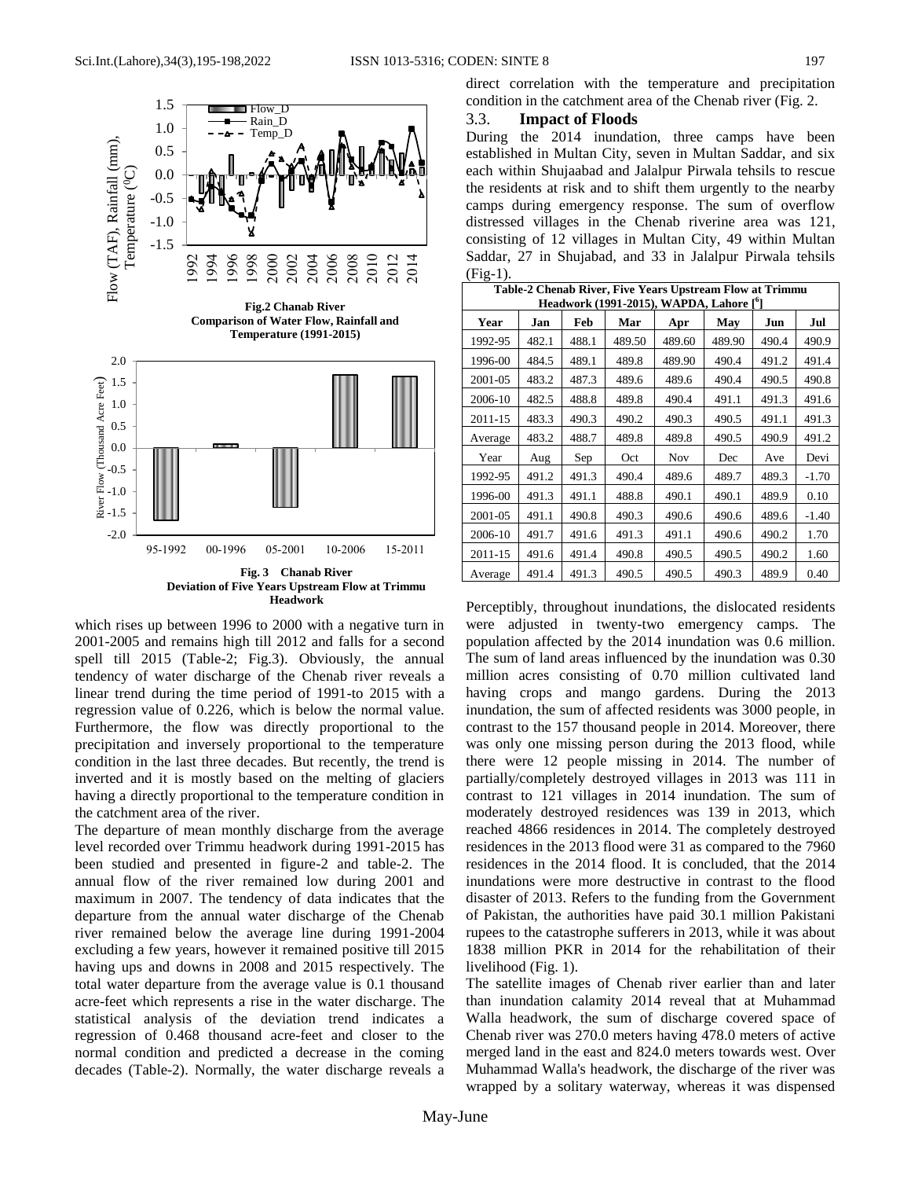Fig.2 Chanab River
Comparison of Water Flow, Rainfall and Temperature (1991-2015)

Fig. 3 Chanab River
Deviation of Five Years Upstream Flow at Trimmu Headwork

which rises up between 1996 to 2000 with a negative turn in 2001-2005 and remains high till 2012 and falls for a second spell till 2015 (Table-2; Fig.3). Obviously, the annual tendency of water discharge of the Chenab river reveals a linear trend during the time period of 1991-to 2015 with a regression value of 0.226, which is below the normal value. Furthermore, the flow was directly proportional to the precipitation and inversely proportional to the temperature condition in the last three decades. But recently, the trend is inverted and it is mostly based on the melting of glaciers having a directly proportional to the temperature condition in the catchment area of the river.

The departure of mean monthly discharge from the average level recorded over Trimmu headwork during 1991-2015 has been studied and presented in figure-2 and table-2. The annual flow of the river remained low during 2001 and maximum in 2007. The tendency of data indicates that the departure from the annual water discharge of the Chenab river remained below the average line during 1991-2004 excluding a few years, however it remained positive till 2015 having ups and downs in 2008 and 2015 respectively. The total water departure from the average value is 0.1 thousand acre-feet which represents a rise in the water discharge. The statistical analysis of the deviation trend indicates a regression of 0.468 thousand acre-feet and closer to the normal condition and predicted a decrease in the coming decades (Table-2). Normally, the water discharge reveals a direct correlation with the temperature and precipitation condition in the catchment area of the Chenab river (Fig. 2.

### 3.3. Impact of Floods

During the 2014 inundation, three camps have been established in Multan City, seven in Multan Saddar, and six each within Shujaabad and Jalalpur Pirwala tehsils to rescue the residents at risk and to shift them urgently to the nearby camps during emergency response. The sum of overflow distressed villages in the Chenab riverine area was 121, consisting of 12 villages in Multan City, 49 within Multan Saddar, 27 in Shujabad, and 33 in Jalalpur Pirwala tehsils (Fig-1).

**Table-2 Chenab River, Five Years Upstream Flow at Trimmu Headwork (1991-2015), WAPDA, Lahore [6]**

| Year | Jan | Feb | Mar | Apr | May | Jun | Jul |
|---|---|---|---|---|---|---|---|
| 1992-95 | 482.1 | 488.1 | 489.50 | 489.60 | 489.90 | 490.4 | 490.9 |
| 1996-00 | 484.5 | 489.1 | 489.8 | 489.90 | 490.4 | 491.2 | 491.4 |
| 2001-05 | 483.2 | 487.3 | 489.6 | 489.6 | 490.4 | 490.5 | 490.8 |
| 2006-10 | 482.5 | 488.8 | 489.8 | 490.4 | 491.1 | 491.3 | 491.6 |
| 2011-15 | 483.3 | 490.3 | 490.2 | 490.3 | 490.5 | 491.1 | 491.3 |
| Average | 483.2 | 488.7 | 489.8 | 489.8 | 490.5 | 490.9 | 491.2 |
| Year | Aug | Sep | Oct | Nov | Dec | Ave | Devi |
| 1992-95 | 491.2 | 491.3 | 490.4 | 489.6 | 489.7 | 489.3 | -1.70 |
| 1996-00 | 491.3 | 491.1 | 488.8 | 490.1 | 490.1 | 489.9 | 0.10 |
| 2001-05 | 491.1 | 490.8 | 490.3 | 490.6 | 490.6 | 489.6 | -1.40 |
| 2006-10 | 491.7 | 491.6 | 491.3 | 491.1 | 490.6 | 490.2 | 1.70 |
| 2011-15 | 491.6 | 491.4 | 490.8 | 490.5 | 490.5 | 490.2 | 1.60 |
| Average | 491.4 | 491.3 | 490.5 | 490.5 | 490.3 | 489.9 | 0.40 |

Perceptibly, throughout inundations, the dislocated residents were adjusted in twenty-two emergency camps. The population affected by the 2014 inundation was 0.6 million. The sum of land areas influenced by the inundation was 0.30 million acres consisting of 0.70 million cultivated land having crops and mango gardens. During the 2013 inundation, the sum of affected residents was 3000 people, in contrast to the 157 thousand people in 2014. Moreover, there was only one missing person during the 2013 flood, while there were 12 people missing in 2014. The number of partially/completely destroyed villages in 2013 was 111 in contrast to 121 villages in 2014 inundation. The sum of moderately destroyed residences was 139 in 2013, which reached 4866 residences in 2014. The completely destroyed residences in the 2013 flood were 31 as compared to the 7960 residences in the 2014 flood. It is concluded, that the 2014 inundations were more destructive in contrast to the flood disaster of 2013. Refers to the funding from the Government of Pakistan, the authorities have paid 30.1 million Pakistani rupees to the catastrophe sufferers in 2013, while it was about 1838 million PKR in 2014 for the rehabilitation of their livelihood (Fig. 1).

The satellite images of Chenab river earlier than and later than inundation calamity 2014 reveal that at Muhammad Walla headwork, the sum of discharge covered space of Chenab river was 270.0 meters having 478.0 meters of active merged land in the east and 824.0 meters towards west. Over Muhammad Walla's headwork, the discharge of the river was wrapped by a solitary waterway, whereas it was dispensed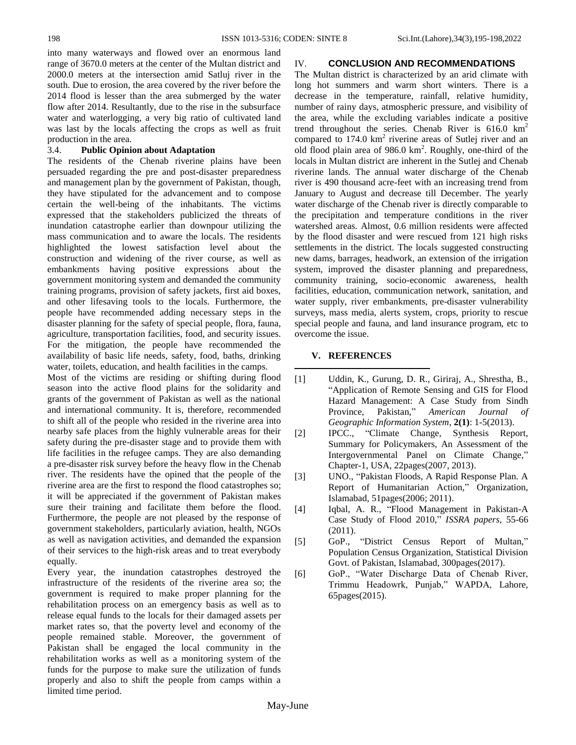into many waterways and flowed over an enormous land range of 3670.0 meters at the center of the Multan district and 2000.0 meters at the intersection amid Satluj river in the south. Due to erosion, the area covered by the river before the 2014 flood is lesser than the area submerged by the water flow after 2014. Resultantly, due to the rise in the subsurface water and waterlogging, a very big ratio of cultivated land was last by the locals affecting the crops as well as fruit production in the area.

### 3.4. Public Opinion about Adaptation

The residents of the Chenab riverine plains have been persuaded regarding the pre and post-disaster preparedness and management plan by the government of Pakistan, though, they have stipulated for the advancement and to compose certain the well-being of the inhabitants. The victims expressed that the stakeholders publicized the threats of inundation catastrophe earlier than downpour utilizing the mass communication and to aware the locals. The residents highlighted the lowest satisfaction level about the construction and widening of the river course, as well as embankments having positive expressions about the government monitoring system and demanded the community training programs, provision of safety jackets, first aid boxes, and other lifesaving tools to the locals. Furthermore, the people have recommended adding necessary steps in the disaster planning for the safety of special people, flora, fauna, agriculture, transportation facilities, food, and security issues. For the mitigation, the people have recommended the availability of basic life needs, safety, food, baths, drinking water, toilets, education, and health facilities in the camps.

Most of the victims are residing or shifting during flood season into the active flood plains for the solidarity and grants of the government of Pakistan as well as the national and international community. It is, therefore, recommended to shift all of the people who resided in the riverine area into nearby safe places from the highly vulnerable areas for their safety during the pre-disaster stage and to provide them with life facilities in the refugee camps. They are also demanding a pre-disaster risk survey before the heavy flow in the Chenab river. The residents have the opined that the people of the riverine area are the first to respond the flood catastrophes so; it will be appreciated if the government of Pakistan makes sure their training and facilitate them before the flood. Furthermore, the people are not pleased by the response of government stakeholders, particularly aviation, health, NGOs as well as navigation activities, and demanded the expansion of their services to the high-risk areas and to treat everybody equally.

Every year, the inundation catastrophes destroyed the infrastructure of the residents of the riverine area so; the government is required to make proper planning for the rehabilitation process on an emergency basis as well as to release equal funds to the locals for their damaged assets per market rates so, that the poverty level and economy of the people remained stable. Moreover, the government of Pakistan shall be engaged the local community in the rehabilitation works as well as a monitoring system of the funds for the purpose to make sure the utilization of funds properly and also to shift the people from camps within a limited time period.

## IV. CONCLUSION AND RECOMMENDATIONS

The Multan district is characterized by an arid climate with long hot summers and warm short winters. There is a decrease in the temperature, rainfall, relative humidity, number of rainy days, atmospheric pressure, and visibility of the area, while the excluding variables indicate a positive trend throughout the series. Chenab River is 616.0 $km^2$ compared to 174.0 $km^2$ riverine areas of Sutlej river and an old flood plain area of 986.0 $km^2$. Roughly, one-third of the locals in Multan district are inherent in the Sutlej and Chenab riverine lands. The annual water discharge of the Chenab river is 490 thousand acre-feet with an increasing trend from January to August and decrease till December. The yearly water discharge of the Chenab river is directly comparable to the precipitation and temperature conditions in the river watershed areas. Almost, 0.6 million residents were affected by the flood disaster and were rescued from 121 high risks settlements in the district. The locals suggested constructing new dams, barrages, headwork, an extension of the irrigation system, improved the disaster planning and preparedness, community training, socio-economic awareness, health facilities, education, communication network, sanitation, and water supply, river embankments, pre-disaster vulnerability surveys, mass media, alerts system, crops, priority to rescue special people and fauna, and land insurance program, etc to overcome the issue.

## V. REFERENCES

[1] Uddin, K., Gurung, D. R., Giriraj, A., Shrestha, B., "Application of Remote Sensing and GIS for Flood Hazard Management: A Case Study from Sindh Province, Pakistan," *American Journal of Geographic Information System*, **2(1)**: 1-5(2013).

[2] IPCC., "Climate Change, Synthesis Report, Summary for Policymakers, An Assessment of the Intergovernmental Panel on Climate Change," Chapter-1, USA, 22pages(2007, 2013).

[3] UNO., "Pakistan Floods, A Rapid Response Plan. A Report of Humanitarian Action," Organization, Islamabad, 51pages(2006; 2011).

[4] Iqbal, A. R., "Flood Management in Pakistan-A Case Study of Flood 2010," *ISSRA papers*, 55-66 (2011).

[5] GoP., "District Census Report of Multan," Population Census Organization, Statistical Division Govt. of Pakistan, Islamabad, 300pages(2017).

[6] GoP., "Water Discharge Data of Chenab River, Trimmu Headowrk, Punjab," WAPDA, Lahore, 65pages(2015).